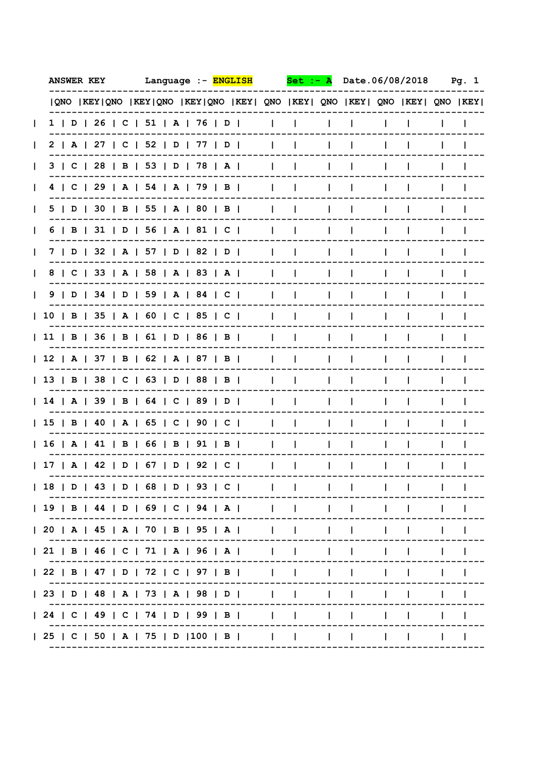ANSWER KEY Language :- **ENGLISH** **Set :- A** Date.06/08/2018

| QNO | KEY | QNO | KEY | QNO | KEY | QNO | KEY | QNO | KEY | QNO | KEY | QNO | KEY | QNO | KEY |
|---|---|---|---|---|---|---|---|---|---|---|---|---|---|---|---|
| 1 | D | 26 | C | 51 | A | 76 | D | | | | | | | | |
| 2 | A | 27 | C | 52 | D | 77 | D | | | | | | | | |
| 3 | C | 28 | B | 53 | D | 78 | A | | | | | | | | |
| 4 | C | 29 | A | 54 | A | 79 | B | | | | | | | | |
| 5 | D | 30 | B | 55 | A | 80 | B | | | | | | | | |
| 6 | B | 31 | D | 56 | A | 81 | C | | | | | | | | |
| 7 | D | 32 | A | 57 | D | 82 | D | | | | | | | | |
| 8 | C | 33 | A | 58 | A | 83 | A | | | | | | | | |
| 9 | D | 34 | D | 59 | A | 84 | C | | | | | | | | |
| 10 | B | 35 | A | 60 | C | 85 | C | | | | | | | | |
| 11 | B | 36 | B | 61 | D | 86 | B | | | | | | | | |
| 12 | A | 37 | B | 62 | A | 87 | B | | | | | | | | |
| 13 | B | 38 | C | 63 | D | 88 | B | | | | | | | | |
| 14 | A | 39 | B | 64 | C | 89 | D | | | | | | | | |
| 15 | B | 40 | A | 65 | C | 90 | C | | | | | | | | |
| 16 | A | 41 | B | 66 | B | 91 | B | | | | | | | | |
| 17 | A | 42 | D | 67 | D | 92 | C | | | | | | | | |
| 18 | D | 43 | D | 68 | D | 93 | C | | | | | | | | |
| 19 | B | 44 | D | 69 | C | 94 | A | | | | | | | | |
| 20 | A | 45 | A | 70 | B | 95 | A | | | | | | | | |
| 21 | B | 46 | C | 71 | A | 96 | A | | | | | | | | |
| 22 | B | 47 | D | 72 | C | 97 | B | | | | | | | | |
| 23 | D | 48 | A | 73 | A | 98 | D | | | | | | | | |
| 24 | C | 49 | C | 74 | D | 99 | B | | | | | | | | |
| 25 | C | 50 | A | 75 | D | 100 | B | | | | | | | | |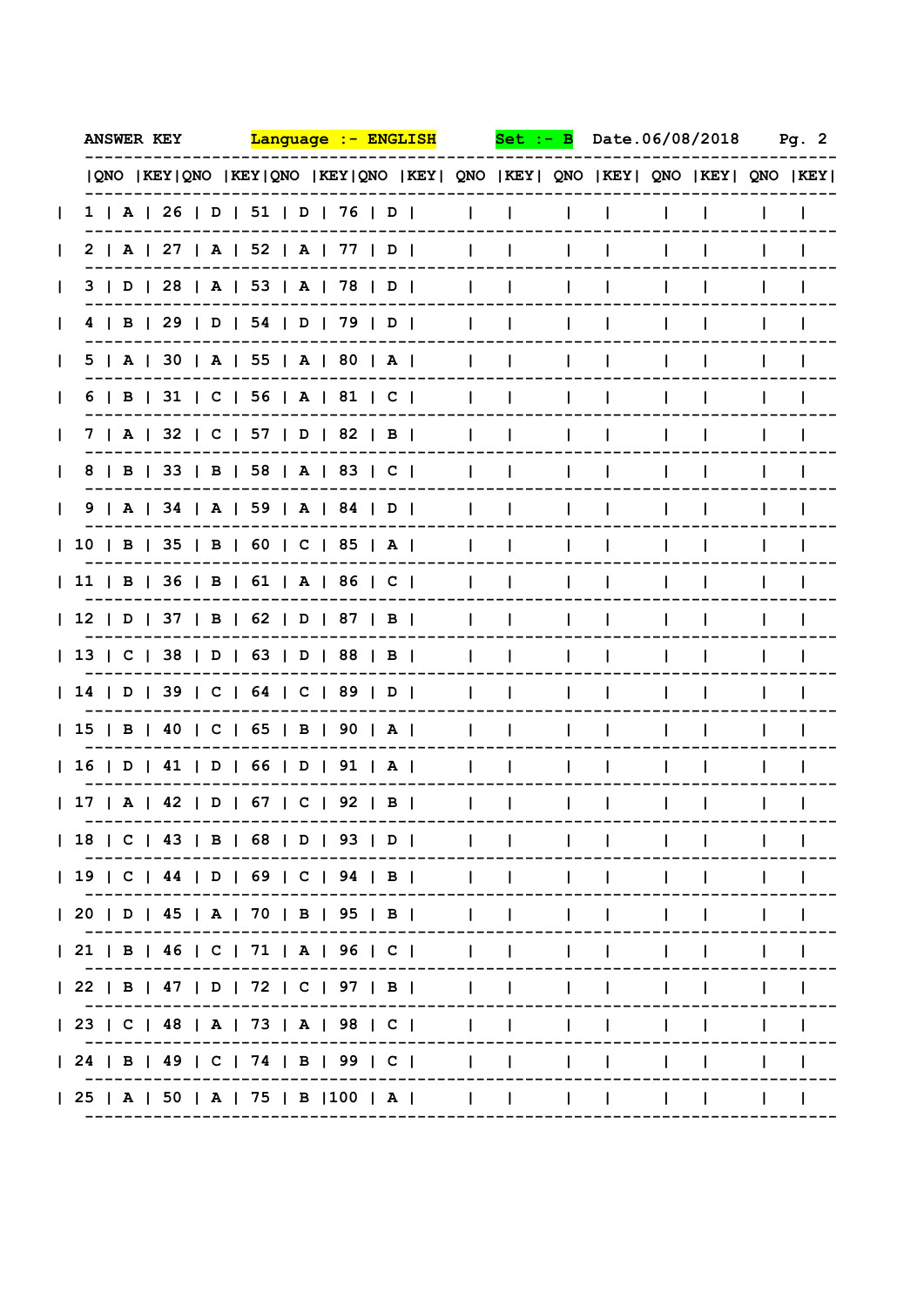ANSWER KEY Language :- ENGLISH Set :- B Date.06/08/2018

| QNO | KEY | QNO | KEY | QNO | KEY | QNO | KEY | QNO | KEY | QNO | KEY | QNO | KEY | QNO | KEY |
|---|---|---|---|---|---|---|---|---|---|---|---|---|---|---|---|
| 1 | A | 26 | D | 51 | D | 76 | D | | | | | | | | |
| 2 | A | 27 | A | 52 | A | 77 | D | | | | | | | | |
| 3 | D | 28 | A | 53 | A | 78 | D | | | | | | | | |
| 4 | B | 29 | D | 54 | D | 79 | D | | | | | | | | |
| 5 | A | 30 | A | 55 | A | 80 | A | | | | | | | | |
| 6 | B | 31 | C | 56 | A | 81 | C | | | | | | | | |
| 7 | A | 32 | C | 57 | D | 82 | B | | | | | | | | |
| 8 | B | 33 | B | 58 | A | 83 | C | | | | | | | | |
| 9 | A | 34 | A | 59 | A | 84 | D | | | | | | | | |
| 10 | B | 35 | B | 60 | C | 85 | A | | | | | | | | |
| 11 | B | 36 | B | 61 | A | 86 | C | | | | | | | | |
| 12 | D | 37 | B | 62 | D | 87 | B | | | | | | | | |
| 13 | C | 38 | D | 63 | D | 88 | B | | | | | | | | |
| 14 | D | 39 | C | 64 | C | 89 | D | | | | | | | | |
| 15 | B | 40 | C | 65 | B | 90 | A | | | | | | | | |
| 16 | D | 41 | D | 66 | D | 91 | A | | | | | | | | |
| 17 | A | 42 | D | 67 | C | 92 | B | | | | | | | | |
| 18 | C | 43 | B | 68 | D | 93 | D | | | | | | | | |
| 19 | C | 44 | D | 69 | C | 94 | B | | | | | | | | |
| 20 | D | 45 | A | 70 | B | 95 | B | | | | | | | | |
| 21 | B | 46 | C | 71 | A | 96 | C | | | | | | | | |
| 22 | B | 47 | D | 72 | C | 97 | B | | | | | | | | |
| 23 | C | 48 | A | 73 | A | 98 | C | | | | | | | | |
| 24 | B | 49 | C | 74 | B | 99 | C | | | | | | | | |
| 25 | A | 50 | A | 75 | B | 100 | A | | | | | | | | |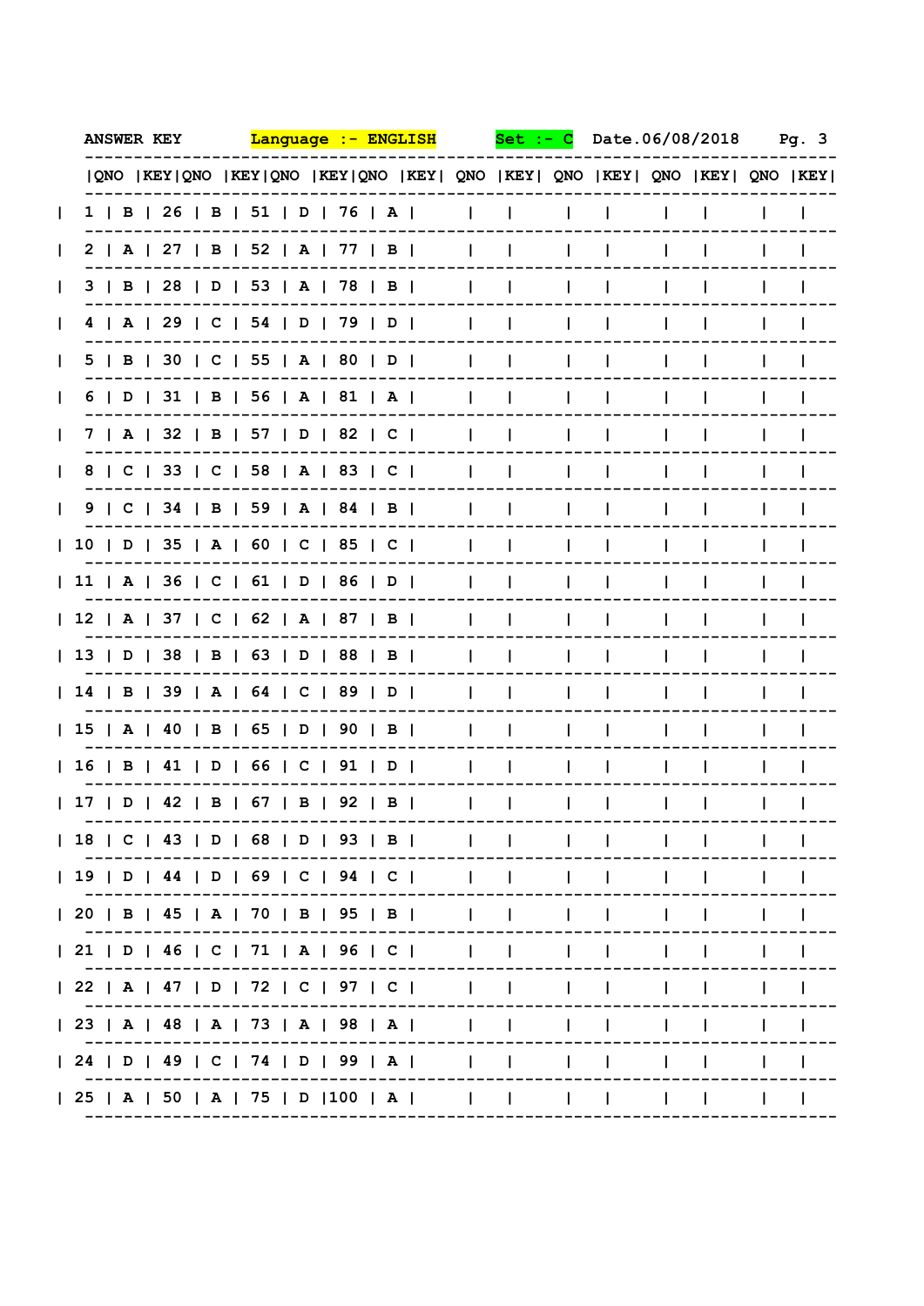ANSWER KEY Language :- ENGLISH Set :- C Date.06/08/2018

| QNO | KEY | QNO | KEY | QNO | KEY | QNO | KEY | QNO | KEY | QNO | KEY | QNO | KEY | QNO | KEY |
|---|---|---|---|---|---|---|---|---|---|---|---|---|---|---|---|
| 1 | B | 26 | B | 51 | D | 76 | A | | | | | | | | |
| 2 | A | 27 | B | 52 | A | 77 | B | | | | | | | | |
| 3 | B | 28 | D | 53 | A | 78 | B | | | | | | | | |
| 4 | A | 29 | C | 54 | D | 79 | D | | | | | | | | |
| 5 | B | 30 | C | 55 | A | 80 | D | | | | | | | | |
| 6 | D | 31 | B | 56 | A | 81 | A | | | | | | | | |
| 7 | A | 32 | B | 57 | D | 82 | C | | | | | | | | |
| 8 | C | 33 | C | 58 | A | 83 | C | | | | | | | | |
| 9 | C | 34 | B | 59 | A | 84 | B | | | | | | | | |
| 10 | D | 35 | A | 60 | C | 85 | C | | | | | | | | |
| 11 | A | 36 | C | 61 | D | 86 | D | | | | | | | | |
| 12 | A | 37 | C | 62 | A | 87 | B | | | | | | | | |
| 13 | D | 38 | B | 63 | D | 88 | B | | | | | | | | |
| 14 | B | 39 | A | 64 | C | 89 | D | | | | | | | | |
| 15 | A | 40 | B | 65 | D | 90 | B | | | | | | | | |
| 16 | B | 41 | D | 66 | C | 91 | D | | | | | | | | |
| 17 | D | 42 | B | 67 | B | 92 | B | | | | | | | | |
| 18 | C | 43 | D | 68 | D | 93 | B | | | | | | | | |
| 19 | D | 44 | D | 69 | C | 94 | C | | | | | | | | |
| 20 | B | 45 | A | 70 | B | 95 | B | | | | | | | | |
| 21 | D | 46 | C | 71 | A | 96 | C | | | | | | | | |
| 22 | A | 47 | D | 72 | C | 97 | C | | | | | | | | |
| 23 | A | 48 | A | 73 | A | 98 | A | | | | | | | | |
| 24 | D | 49 | C | 74 | D | 99 | A | | | | | | | | |
| 25 | A | 50 | A | 75 | D | 100 | A | | | | | | | | |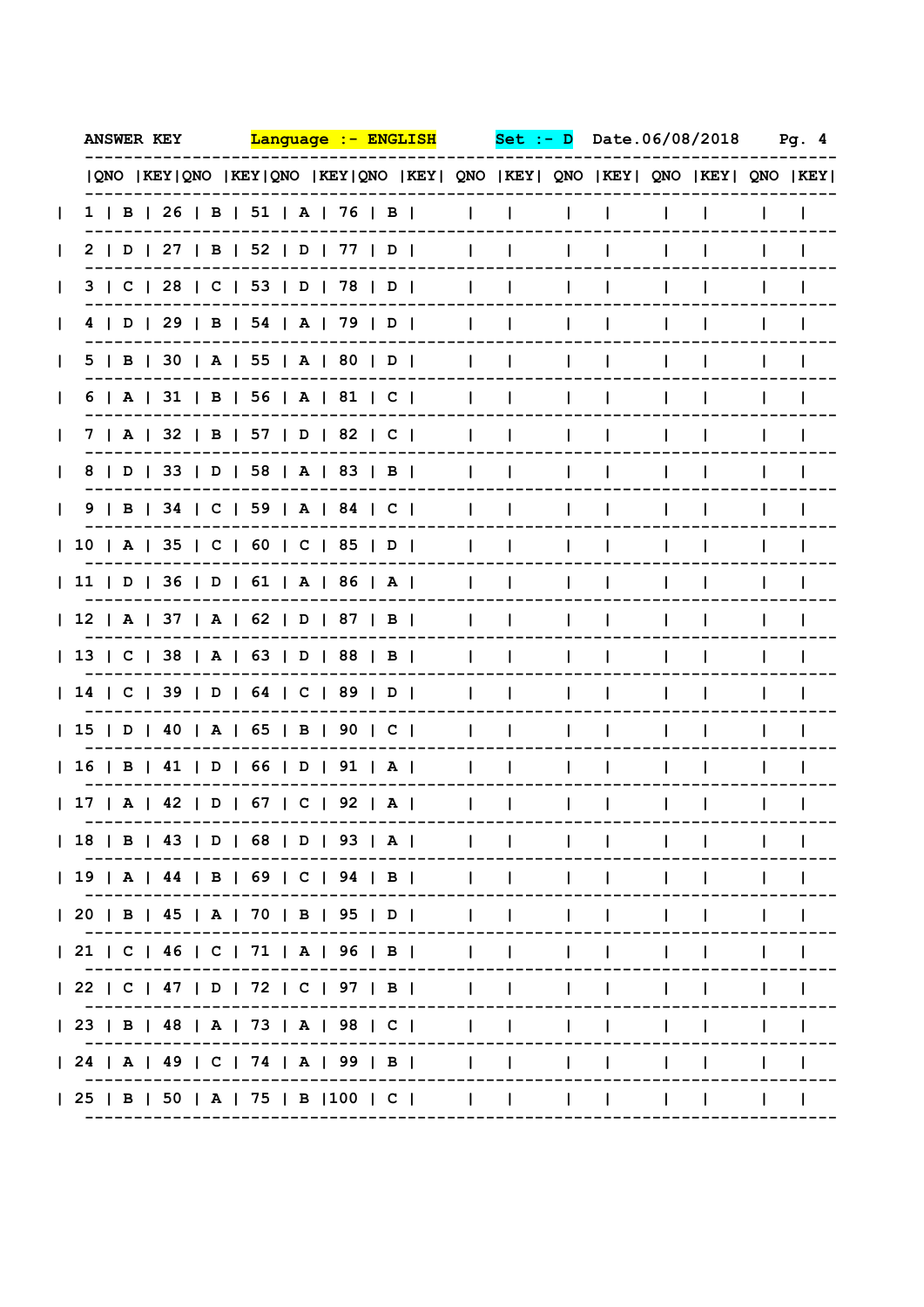ANSWER KEY     Language :- ENGLISH     Set :- D     Date.06/08/2018

| QNO | KEY | QNO | KEY | QNO | KEY | QNO | KEY | QNO | KEY | QNO | KEY | QNO | KEY | QNO | KEY |
|---|---|---|---|---|---|---|---|---|---|---|---|---|---|---|---|
| 1 | B | 26 | B | 51 | A | 76 | B | | | | | | | | |
| 2 | D | 27 | B | 52 | D | 77 | D | | | | | | | | |
| 3 | C | 28 | C | 53 | D | 78 | D | | | | | | | | |
| 4 | D | 29 | B | 54 | A | 79 | D | | | | | | | | |
| 5 | B | 30 | A | 55 | A | 80 | D | | | | | | | | |
| 6 | A | 31 | B | 56 | A | 81 | C | | | | | | | | |
| 7 | A | 32 | B | 57 | D | 82 | C | | | | | | | | |
| 8 | D | 33 | D | 58 | A | 83 | B | | | | | | | | |
| 9 | B | 34 | C | 59 | A | 84 | C | | | | | | | | |
| 10 | A | 35 | C | 60 | C | 85 | D | | | | | | | | |
| 11 | D | 36 | D | 61 | A | 86 | A | | | | | | | | |
| 12 | A | 37 | A | 62 | D | 87 | B | | | | | | | | |
| 13 | C | 38 | A | 63 | D | 88 | B | | | | | | | | |
| 14 | C | 39 | D | 64 | C | 89 | D | | | | | | | | |
| 15 | D | 40 | A | 65 | B | 90 | C | | | | | | | | |
| 16 | B | 41 | D | 66 | D | 91 | A | | | | | | | | |
| 17 | A | 42 | D | 67 | C | 92 | A | | | | | | | | |
| 18 | B | 43 | D | 68 | D | 93 | A | | | | | | | | |
| 19 | A | 44 | B | 69 | C | 94 | B | | | | | | | | |
| 20 | B | 45 | A | 70 | B | 95 | D | | | | | | | | |
| 21 | C | 46 | C | 71 | A | 96 | B | | | | | | | | |
| 22 | C | 47 | D | 72 | C | 97 | B | | | | | | | | |
| 23 | B | 48 | A | 73 | A | 98 | C | | | | | | | | |
| 24 | A | 49 | C | 74 | A | 99 | B | | | | | | | | |
| 25 | B | 50 | A | 75 | B | 100 | C | | | | | | | | |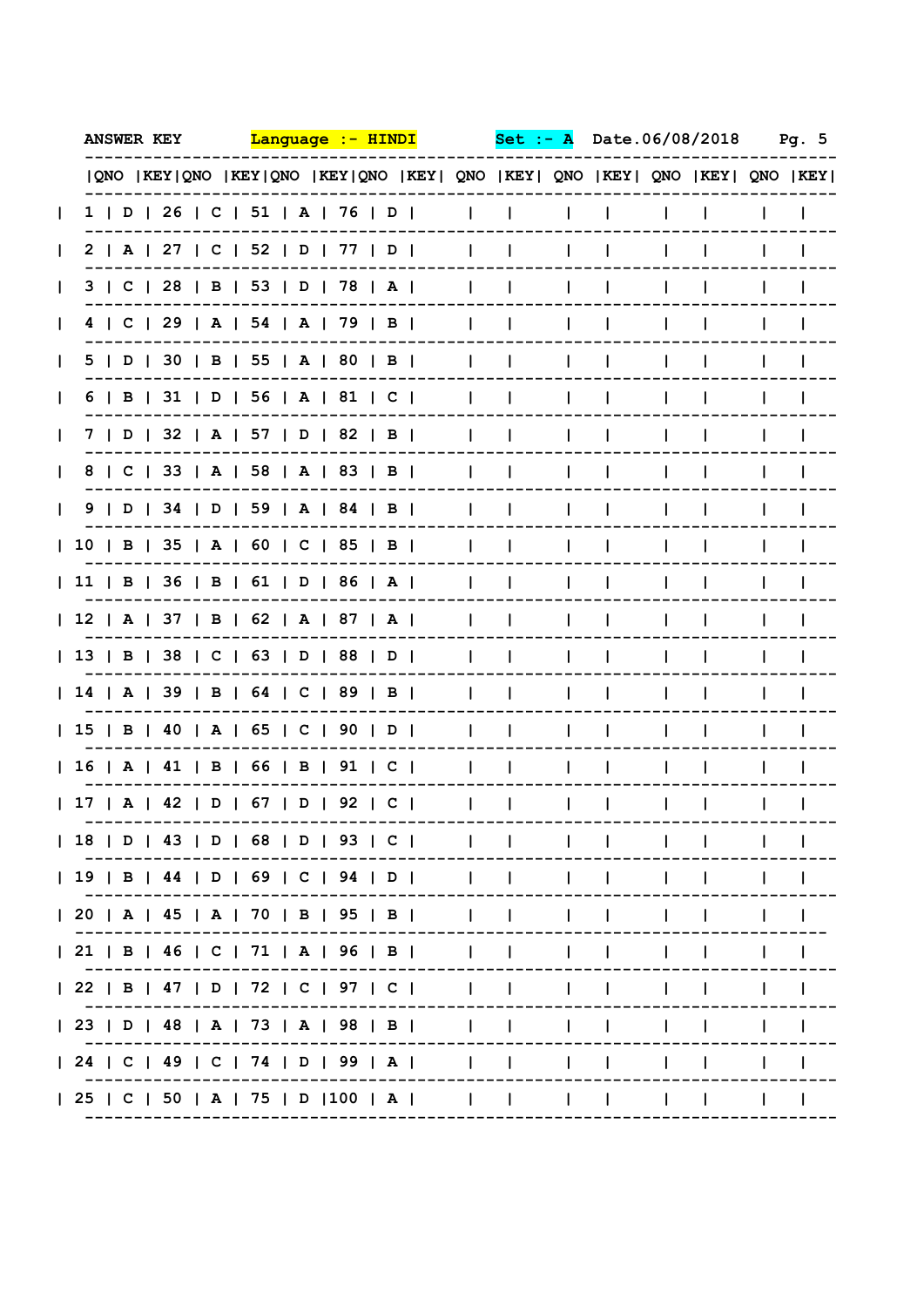ANSWER KEY    Language :- HINDI    Set :- A    Date.06/08/2018

| QNO | KEY | QNO | KEY | QNO | KEY | QNO | KEY | QNO | KEY | QNO | KEY | QNO | KEY | QNO | KEY |
|---|---|---|---|---|---|---|---|---|---|---|---|---|---|---|---|
| 1 | D | 26 | C | 51 | A | 76 | D | | | | | | | | |
| 2 | A | 27 | C | 52 | D | 77 | D | | | | | | | | |
| 3 | C | 28 | B | 53 | D | 78 | A | | | | | | | | |
| 4 | C | 29 | A | 54 | A | 79 | B | | | | | | | | |
| 5 | D | 30 | B | 55 | A | 80 | B | | | | | | | | |
| 6 | B | 31 | D | 56 | A | 81 | C | | | | | | | | |
| 7 | D | 32 | A | 57 | D | 82 | B | | | | | | | | |
| 8 | C | 33 | A | 58 | A | 83 | B | | | | | | | | |
| 9 | D | 34 | D | 59 | A | 84 | B | | | | | | | | |
| 10 | B | 35 | A | 60 | C | 85 | B | | | | | | | | |
| 11 | B | 36 | B | 61 | D | 86 | A | | | | | | | | |
| 12 | A | 37 | B | 62 | A | 87 | A | | | | | | | | |
| 13 | B | 38 | C | 63 | D | 88 | D | | | | | | | | |
| 14 | A | 39 | B | 64 | C | 89 | B | | | | | | | | |
| 15 | B | 40 | A | 65 | C | 90 | D | | | | | | | | |
| 16 | A | 41 | B | 66 | B | 91 | C | | | | | | | | |
| 17 | A | 42 | D | 67 | D | 92 | C | | | | | | | | |
| 18 | D | 43 | D | 68 | D | 93 | C | | | | | | | | |
| 19 | B | 44 | D | 69 | C | 94 | D | | | | | | | | |
| 20 | A | 45 | A | 70 | B | 95 | B | | | | | | | | |
| 21 | B | 46 | C | 71 | A | 96 | B | | | | | | | | |
| 22 | B | 47 | D | 72 | C | 97 | C | | | | | | | | |
| 23 | D | 48 | A | 73 | A | 98 | B | | | | | | | | |
| 24 | C | 49 | C | 74 | D | 99 | A | | | | | | | | |
| 25 | C | 50 | A | 75 | D | 100 | A | | | | | | | | |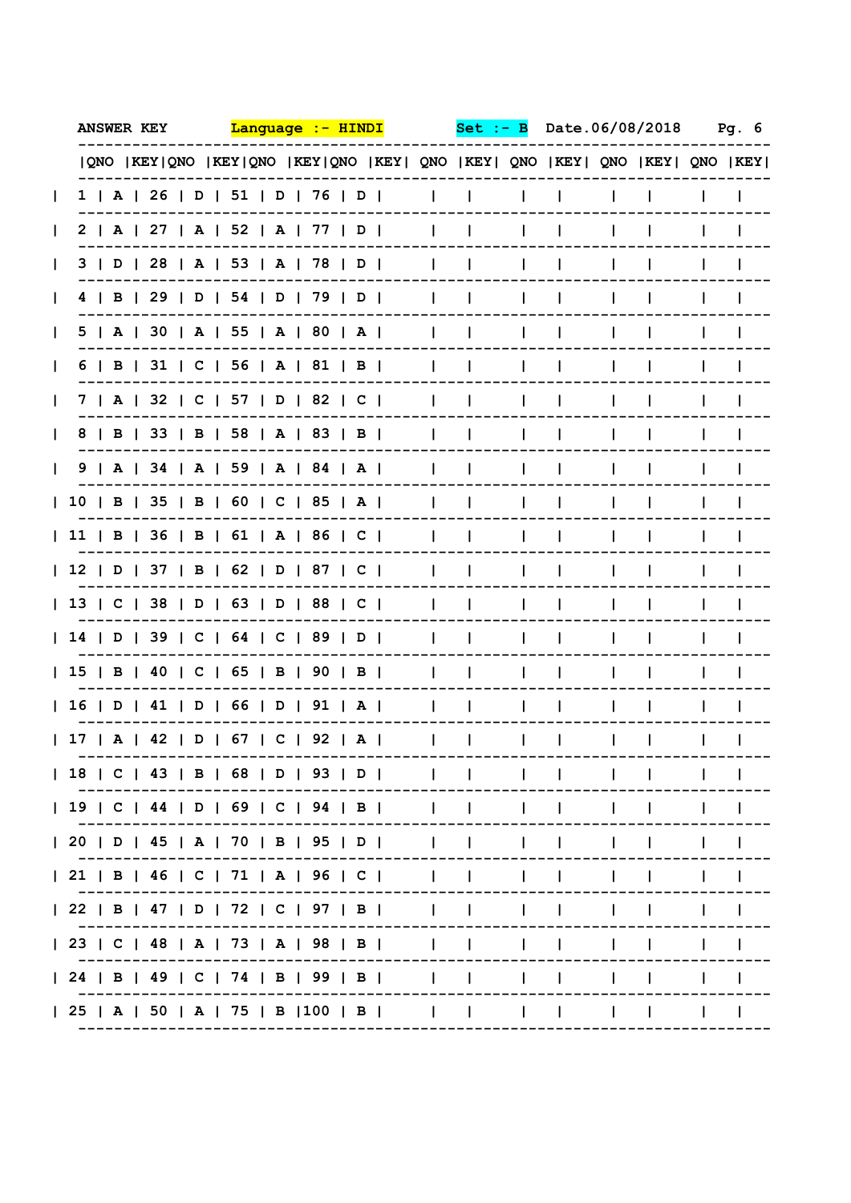ANSWER KEY Language :- HINDI Set :- B Date.06/08/2018

| QNO | KEY | QNO | KEY | QNO | KEY | QNO | KEY | QNO | KEY | QNO | KEY | QNO | KEY | QNO | KEY |
|---|---|---|---|---|---|---|---|---|---|---|---|---|---|---|---|
| 1 | A | 26 | D | 51 | D | 76 | D | | | | | | | | |
| 2 | A | 27 | A | 52 | A | 77 | D | | | | | | | | |
| 3 | D | 28 | A | 53 | A | 78 | D | | | | | | | | |
| 4 | B | 29 | D | 54 | D | 79 | D | | | | | | | | |
| 5 | A | 30 | A | 55 | A | 80 | A | | | | | | | | |
| 6 | B | 31 | C | 56 | A | 81 | B | | | | | | | | |
| 7 | A | 32 | C | 57 | D | 82 | C | | | | | | | | |
| 8 | B | 33 | B | 58 | A | 83 | B | | | | | | | | |
| 9 | A | 34 | A | 59 | A | 84 | A | | | | | | | | |
| 10 | B | 35 | B | 60 | C | 85 | A | | | | | | | | |
| 11 | B | 36 | B | 61 | A | 86 | C | | | | | | | | |
| 12 | D | 37 | B | 62 | D | 87 | C | | | | | | | | |
| 13 | C | 38 | D | 63 | D | 88 | C | | | | | | | | |
| 14 | D | 39 | C | 64 | C | 89 | D | | | | | | | | |
| 15 | B | 40 | C | 65 | B | 90 | B | | | | | | | | |
| 16 | D | 41 | D | 66 | D | 91 | A | | | | | | | | |
| 17 | A | 42 | D | 67 | C | 92 | A | | | | | | | | |
| 18 | C | 43 | B | 68 | D | 93 | D | | | | | | | | |
| 19 | C | 44 | D | 69 | C | 94 | B | | | | | | | | |
| 20 | D | 45 | A | 70 | B | 95 | D | | | | | | | | |
| 21 | B | 46 | C | 71 | A | 96 | C | | | | | | | | |
| 22 | B | 47 | D | 72 | C | 97 | B | | | | | | | | |
| 23 | C | 48 | A | 73 | A | 98 | B | | | | | | | | |
| 24 | B | 49 | C | 74 | B | 99 | B | | | | | | | | |
| 25 | A | 50 | A | 75 | B | 100 | B | | | | | | | | |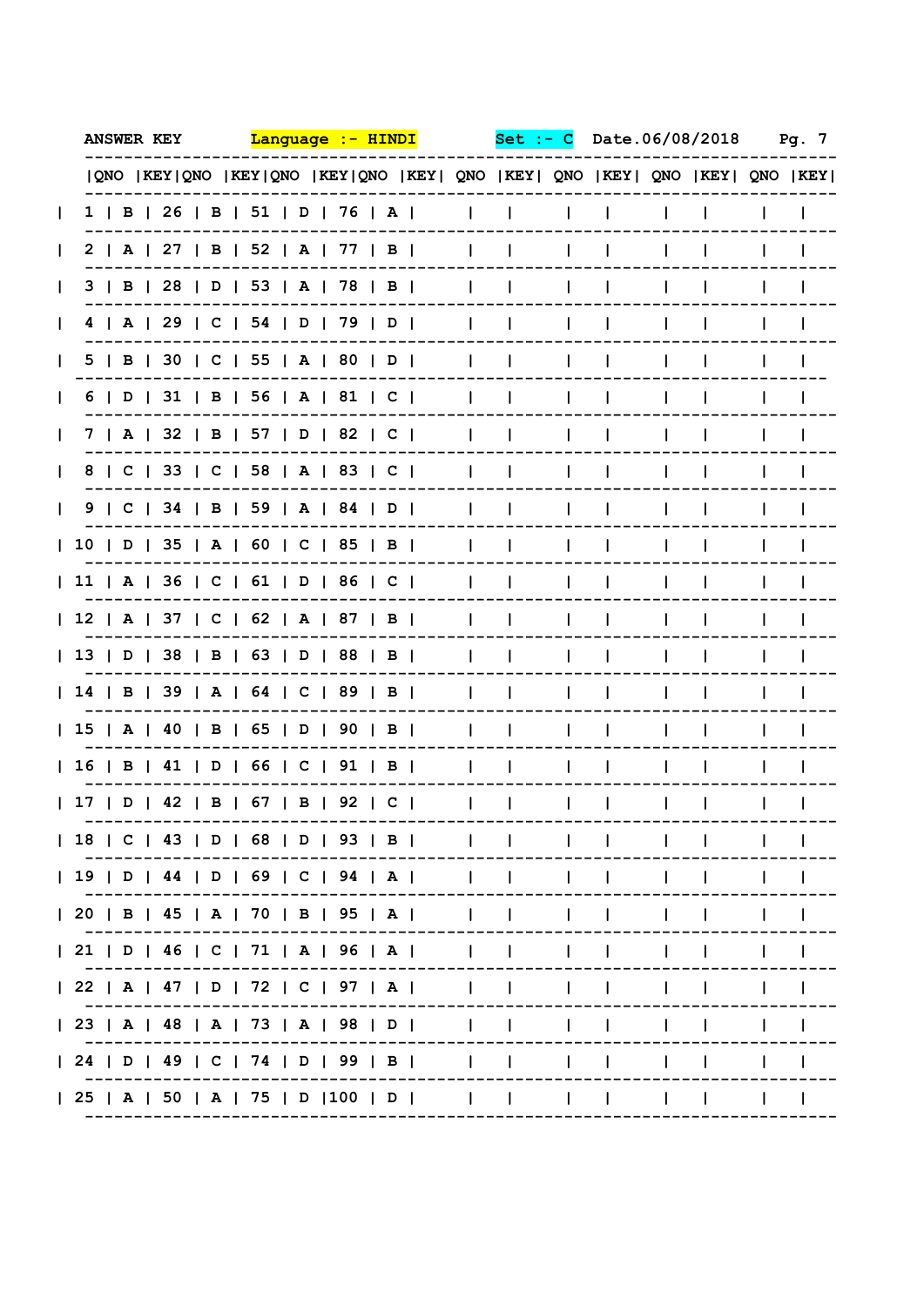ANSWER KEY Language :- HINDI Set :- C Date.06/08/2018

| QNO | KEY | QNO | KEY | QNO | KEY | QNO | KEY | QNO | KEY | QNO | KEY | QNO | KEY | QNO | KEY |
|---|---|---|---|---|---|---|---|---|---|---|---|---|---|---|---|
| 1 | B | 26 | B | 51 | D | 76 | A | | | | | | | | |
| 2 | A | 27 | B | 52 | A | 77 | B | | | | | | | | |
| 3 | B | 28 | D | 53 | A | 78 | B | | | | | | | | |
| 4 | A | 29 | C | 54 | D | 79 | D | | | | | | | | |
| 5 | B | 30 | C | 55 | A | 80 | D | | | | | | | | |
| 6 | D | 31 | B | 56 | A | 81 | C | | | | | | | | |
| 7 | A | 32 | B | 57 | D | 82 | C | | | | | | | | |
| 8 | C | 33 | C | 58 | A | 83 | C | | | | | | | | |
| 9 | C | 34 | B | 59 | A | 84 | D | | | | | | | | |
| 10 | D | 35 | A | 60 | C | 85 | B | | | | | | | | |
| 11 | A | 36 | C | 61 | D | 86 | C | | | | | | | | |
| 12 | A | 37 | C | 62 | A | 87 | B | | | | | | | | |
| 13 | D | 38 | B | 63 | D | 88 | B | | | | | | | | |
| 14 | B | 39 | A | 64 | C | 89 | B | | | | | | | | |
| 15 | A | 40 | B | 65 | D | 90 | B | | | | | | | | |
| 16 | B | 41 | D | 66 | C | 91 | B | | | | | | | | |
| 17 | D | 42 | B | 67 | B | 92 | C | | | | | | | | |
| 18 | C | 43 | D | 68 | D | 93 | B | | | | | | | | |
| 19 | D | 44 | D | 69 | C | 94 | A | | | | | | | | |
| 20 | B | 45 | A | 70 | B | 95 | A | | | | | | | | |
| 21 | D | 46 | C | 71 | A | 96 | A | | | | | | | | |
| 22 | A | 47 | D | 72 | C | 97 | A | | | | | | | | |
| 23 | A | 48 | A | 73 | A | 98 | D | | | | | | | | |
| 24 | D | 49 | C | 74 | D | 99 | B | | | | | | | | |
| 25 | A | 50 | A | 75 | D | 100 | D | | | | | | | | |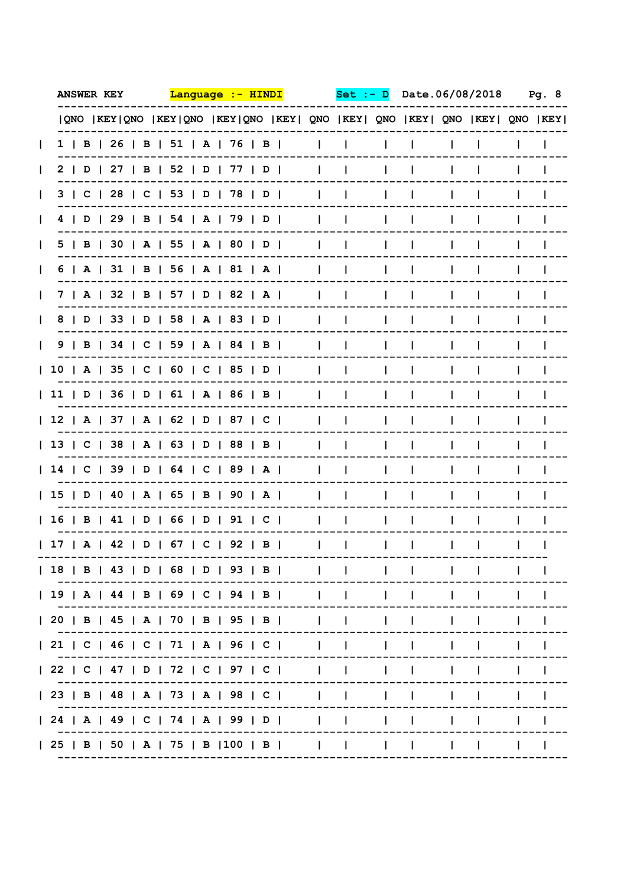ANSWER KEY    Language :- HINDI    Set :- D    Date.06/08/2018

| QNO | KEY | QNO | KEY | QNO | KEY | QNO | KEY | QNO | KEY | QNO | KEY | QNO | KEY | QNO | KEY |
|---|---|---|---|---|---|---|---|---|---|---|---|---|---|---|---|
| 1 | B | 26 | B | 51 | A | 76 | B | | | | | | | | |
| 2 | D | 27 | B | 52 | D | 77 | D | | | | | | | | |
| 3 | C | 28 | C | 53 | D | 78 | D | | | | | | | | |
| 4 | D | 29 | B | 54 | A | 79 | D | | | | | | | | |
| 5 | B | 30 | A | 55 | A | 80 | D | | | | | | | | |
| 6 | A | 31 | B | 56 | A | 81 | A | | | | | | | | |
| 7 | A | 32 | B | 57 | D | 82 | A | | | | | | | | |
| 8 | D | 33 | D | 58 | A | 83 | D | | | | | | | | |
| 9 | B | 34 | C | 59 | A | 84 | B | | | | | | | | |
| 10 | A | 35 | C | 60 | C | 85 | D | | | | | | | | |
| 11 | D | 36 | D | 61 | A | 86 | B | | | | | | | | |
| 12 | A | 37 | A | 62 | D | 87 | C | | | | | | | | |
| 13 | C | 38 | A | 63 | D | 88 | B | | | | | | | | |
| 14 | C | 39 | D | 64 | C | 89 | A | | | | | | | | |
| 15 | D | 40 | A | 65 | B | 90 | A | | | | | | | | |
| 16 | B | 41 | D | 66 | D | 91 | C | | | | | | | | |
| 17 | A | 42 | D | 67 | C | 92 | B | | | | | | | | |
| 18 | B | 43 | D | 68 | D | 93 | B | | | | | | | | |
| 19 | A | 44 | B | 69 | C | 94 | B | | | | | | | | |
| 20 | B | 45 | A | 70 | B | 95 | B | | | | | | | | |
| 21 | C | 46 | C | 71 | A | 96 | C | | | | | | | | |
| 22 | C | 47 | D | 72 | C | 97 | C | | | | | | | | |
| 23 | B | 48 | A | 73 | A | 98 | C | | | | | | | | |
| 24 | A | 49 | C | 74 | A | 99 | D | | | | | | | | |
| 25 | B | 50 | A | 75 | B | 100 | B | | | | | | | | |